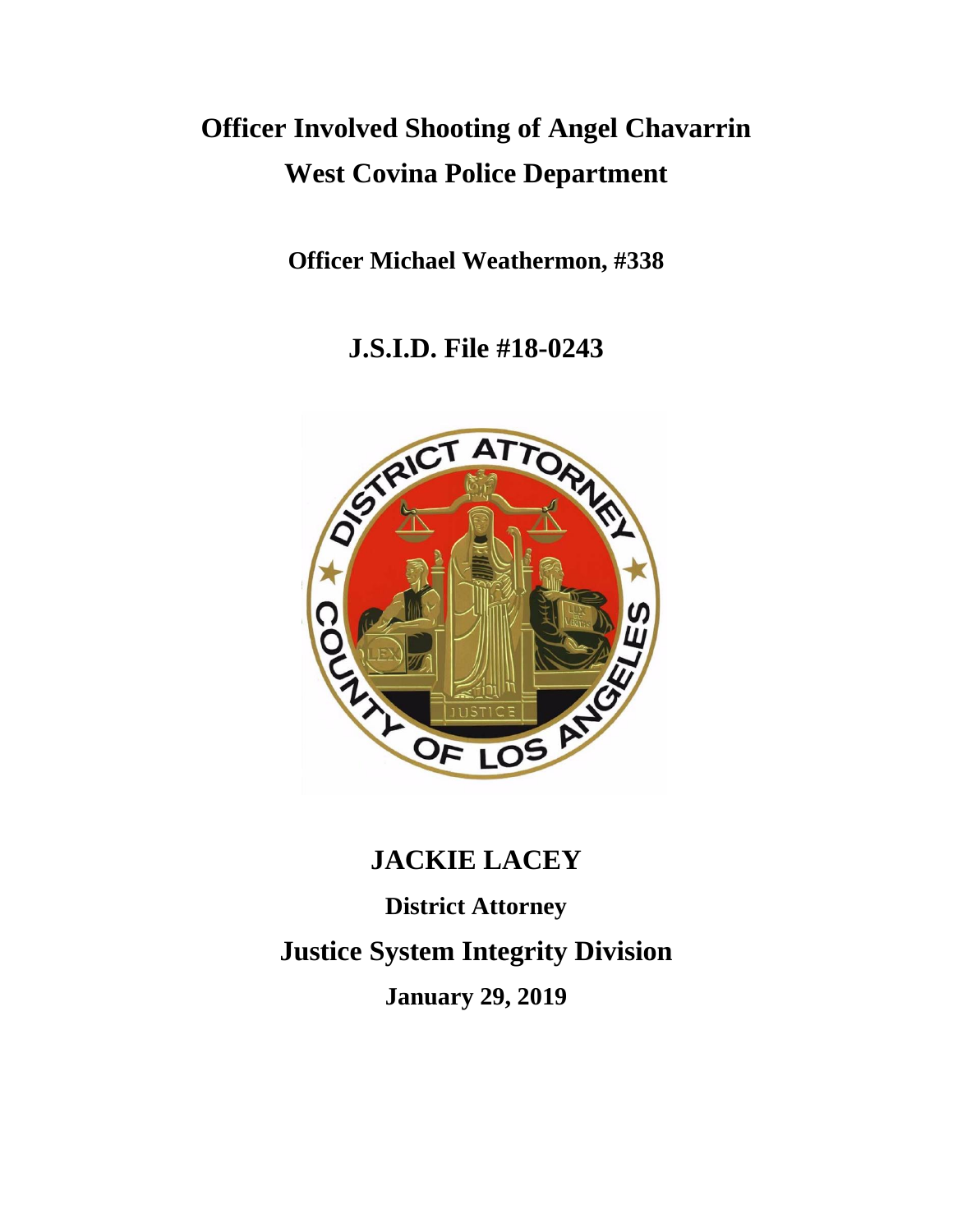# Officer Involved Shooting of Angel Chavarrin
# West Covina Police Department

**Officer Michael Weathermon, #338**

## J.S.I.D. File #18-0243

## JACKIE LACEY

**District Attorney**

## Justice System Integrity Division

**January 29, 2019**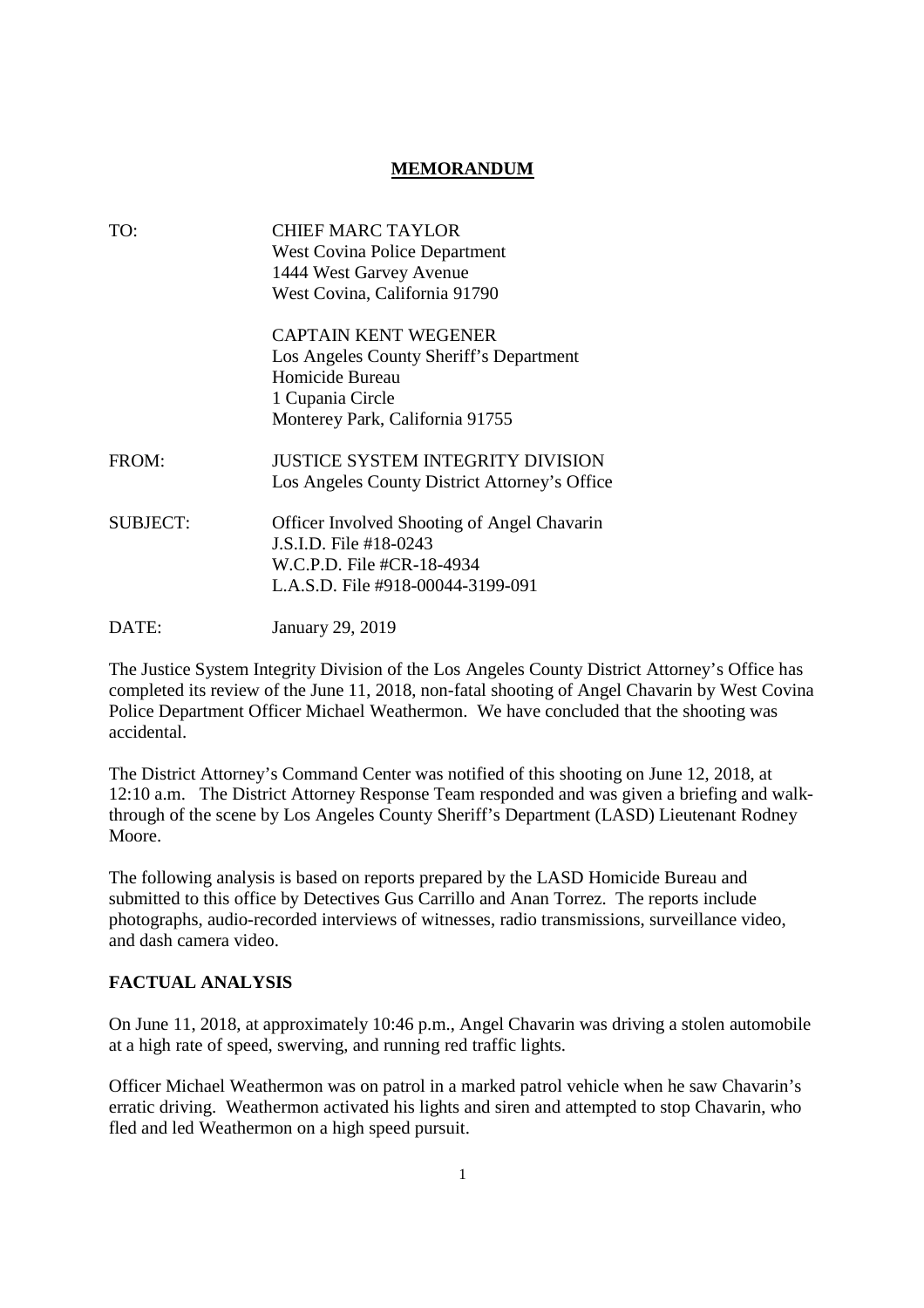## MEMORANDUM

| | |
|---|---|
| TO: | CHIEF MARC TAYLOR<br>West Covina Police Department<br>1444 West Garvey Avenue<br>West Covina, California 91790 |
| | CAPTAIN KENT WEGENER<br>Los Angeles County Sheriff's Department<br>Homicide Bureau<br>1 Cupania Circle<br>Monterey Park, California 91755 |
| FROM: | JUSTICE SYSTEM INTEGRITY DIVISION<br>Los Angeles County District Attorney's Office |
| SUBJECT: | Officer Involved Shooting of Angel Chavarin<br>J.S.I.D. File #18-0243<br>W.C.P.D. File #CR-18-4934<br>L.A.S.D. File #918-00044-3199-091 |
| DATE: | January 29, 2019 |

The Justice System Integrity Division of the Los Angeles County District Attorney's Office has completed its review of the June 11, 2018, non-fatal shooting of Angel Chavarin by West Covina Police Department Officer Michael Weathermon. We have concluded that the shooting was accidental.

The District Attorney's Command Center was notified of this shooting on June 12, 2018, at 12:10 a.m. The District Attorney Response Team responded and was given a briefing and walk-through of the scene by Los Angeles County Sheriff's Department (LASD) Lieutenant Rodney Moore.

The following analysis is based on reports prepared by the LASD Homicide Bureau and submitted to this office by Detectives Gus Carrillo and Anan Torrez. The reports include photographs, audio-recorded interviews of witnesses, radio transmissions, surveillance video, and dash camera video.

### FACTUAL ANALYSIS

On June 11, 2018, at approximately 10:46 p.m., Angel Chavarin was driving a stolen automobile at a high rate of speed, swerving, and running red traffic lights.

Officer Michael Weathermon was on patrol in a marked patrol vehicle when he saw Chavarin's erratic driving. Weathermon activated his lights and siren and attempted to stop Chavarin, who fled and led Weathermon on a high speed pursuit.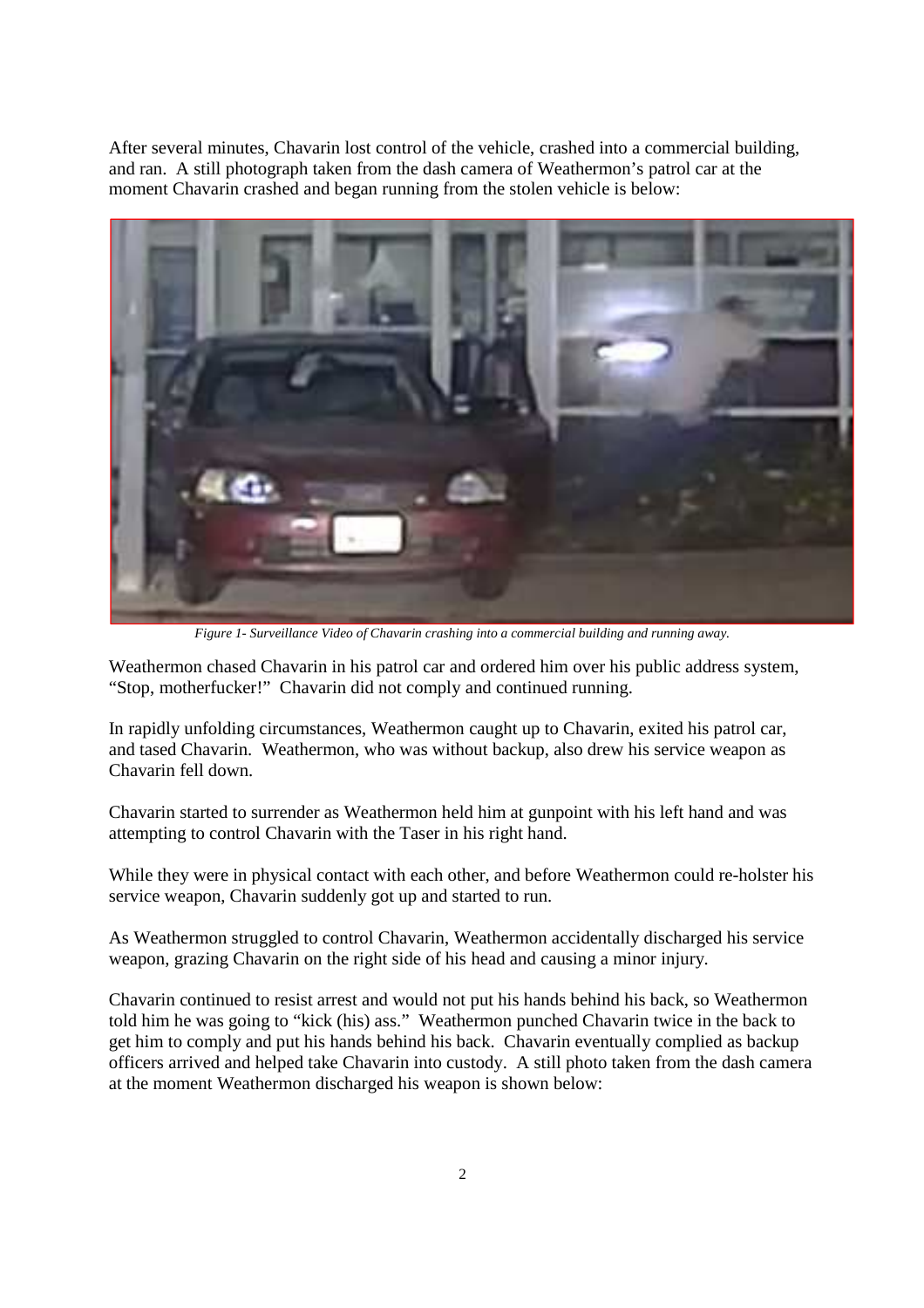After several minutes, Chavarin lost control of the vehicle, crashed into a commercial building, and ran. A still photograph taken from the dash camera of Weathermon's patrol car at the moment Chavarin crashed and began running from the stolen vehicle is below:

*Figure 1- Surveillance Video of Chavarin crashing into a commercial building and running away.*

Weathermon chased Chavarin in his patrol car and ordered him over his public address system, "Stop, motherfucker!" Chavarin did not comply and continued running.

In rapidly unfolding circumstances, Weathermon caught up to Chavarin, exited his patrol car, and tased Chavarin. Weathermon, who was without backup, also drew his service weapon as Chavarin fell down.

Chavarin started to surrender as Weathermon held him at gunpoint with his left hand and was attempting to control Chavarin with the Taser in his right hand.

While they were in physical contact with each other, and before Weathermon could re-holster his service weapon, Chavarin suddenly got up and started to run.

As Weathermon struggled to control Chavarin, Weathermon accidentally discharged his service weapon, grazing Chavarin on the right side of his head and causing a minor injury.

Chavarin continued to resist arrest and would not put his hands behind his back, so Weathermon told him he was going to "kick (his) ass." Weathermon punched Chavarin twice in the back to get him to comply and put his hands behind his back. Chavarin eventually complied as backup officers arrived and helped take Chavarin into custody. A still photo taken from the dash camera at the moment Weathermon discharged his weapon is shown below: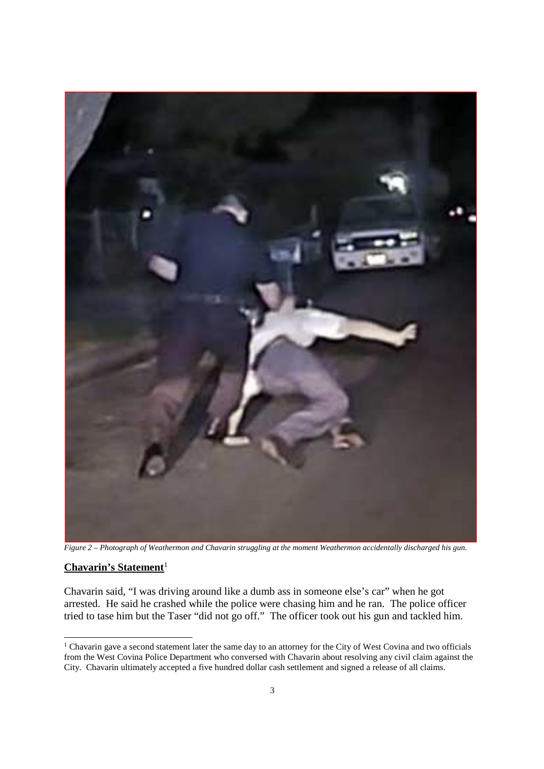*Figure 2 – Photograph of Weathermon and Chavarin struggling at the moment Weathermon accidentally discharged his gun.*

**Chavarin's Statement**[1]

Chavarin said, "I was driving around like a dumb ass in someone else's car" when he got arrested. He said he crashed while the police were chasing him and he ran. The police officer tried to tase him but the Taser "did not go off." The officer took out his gun and tackled him.

[1] Chavarin gave a second statement later the same day to an attorney for the City of West Covina and two officials from the West Covina Police Department who conversed with Chavarin about resolving any civil claim against the City. Chavarin ultimately accepted a five hundred dollar cash settlement and signed a release of all claims.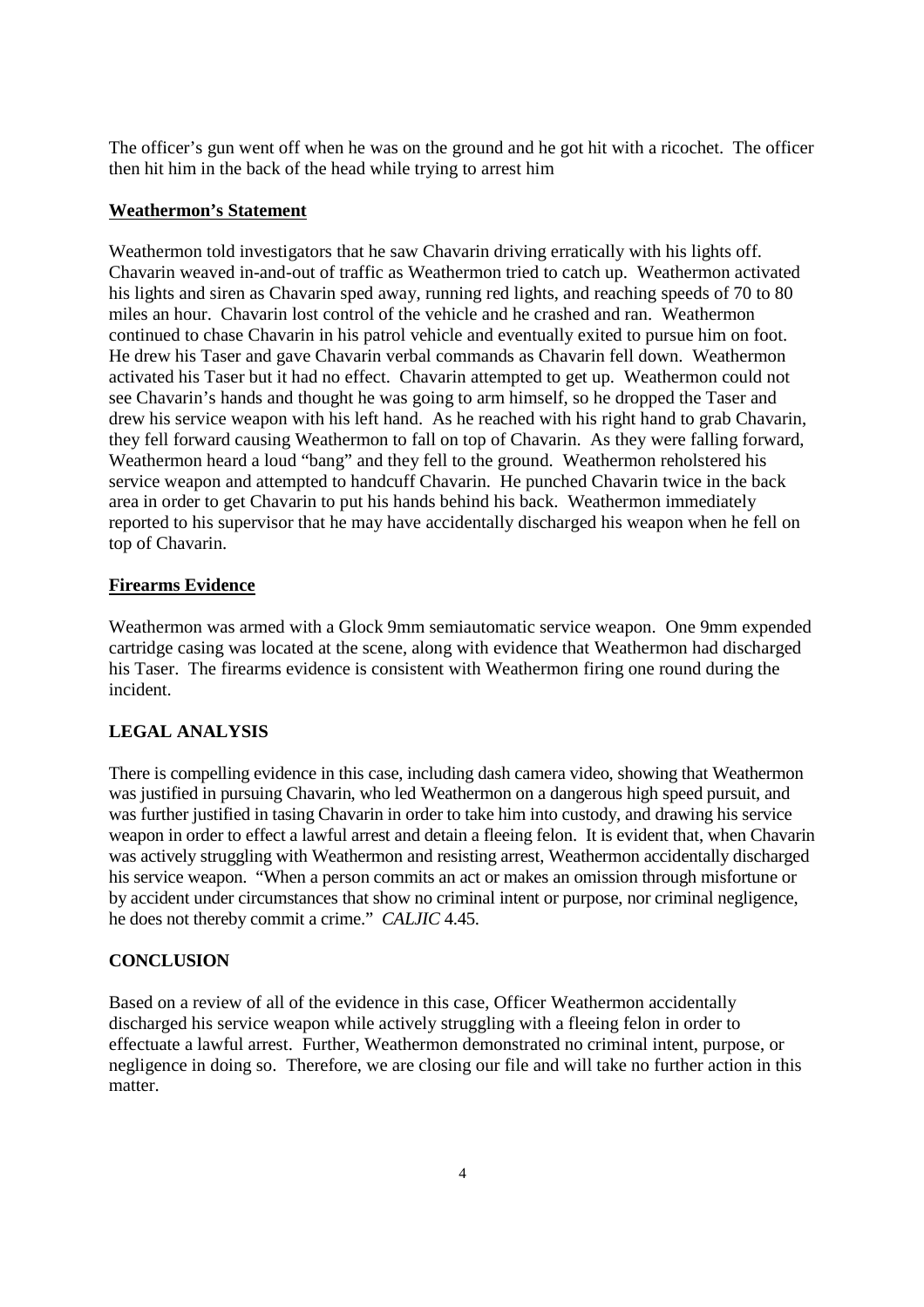The officer's gun went off when he was on the ground and he got hit with a ricochet. The officer then hit him in the back of the head while trying to arrest him

**Weathermon's Statement**

Weathermon told investigators that he saw Chavarin driving erratically with his lights off. Chavarin weaved in-and-out of traffic as Weathermon tried to catch up. Weathermon activated his lights and siren as Chavarin sped away, running red lights, and reaching speeds of 70 to 80 miles an hour. Chavarin lost control of the vehicle and he crashed and ran. Weathermon continued to chase Chavarin in his patrol vehicle and eventually exited to pursue him on foot. He drew his Taser and gave Chavarin verbal commands as Chavarin fell down. Weathermon activated his Taser but it had no effect. Chavarin attempted to get up. Weathermon could not see Chavarin's hands and thought he was going to arm himself, so he dropped the Taser and drew his service weapon with his left hand. As he reached with his right hand to grab Chavarin, they fell forward causing Weathermon to fall on top of Chavarin. As they were falling forward, Weathermon heard a loud "bang" and they fell to the ground. Weathermon reholstered his service weapon and attempted to handcuff Chavarin. He punched Chavarin twice in the back area in order to get Chavarin to put his hands behind his back. Weathermon immediately reported to his supervisor that he may have accidentally discharged his weapon when he fell on top of Chavarin.

**Firearms Evidence**

Weathermon was armed with a Glock 9mm semiautomatic service weapon. One 9mm expended cartridge casing was located at the scene, along with evidence that Weathermon had discharged his Taser. The firearms evidence is consistent with Weathermon firing one round during the incident.

## LEGAL ANALYSIS

There is compelling evidence in this case, including dash camera video, showing that Weathermon was justified in pursuing Chavarin, who led Weathermon on a dangerous high speed pursuit, and was further justified in tasing Chavarin in order to take him into custody, and drawing his service weapon in order to effect a lawful arrest and detain a fleeing felon. It is evident that, when Chavarin was actively struggling with Weathermon and resisting arrest, Weathermon accidentally discharged his service weapon. "When a person commits an act or makes an omission through misfortune or by accident under circumstances that show no criminal intent or purpose, nor criminal negligence, he does not thereby commit a crime." *CALJIC* 4.45.

## CONCLUSION

Based on a review of all of the evidence in this case, Officer Weathermon accidentally discharged his service weapon while actively struggling with a fleeing felon in order to effectuate a lawful arrest. Further, Weathermon demonstrated no criminal intent, purpose, or negligence in doing so. Therefore, we are closing our file and will take no further action in this matter.